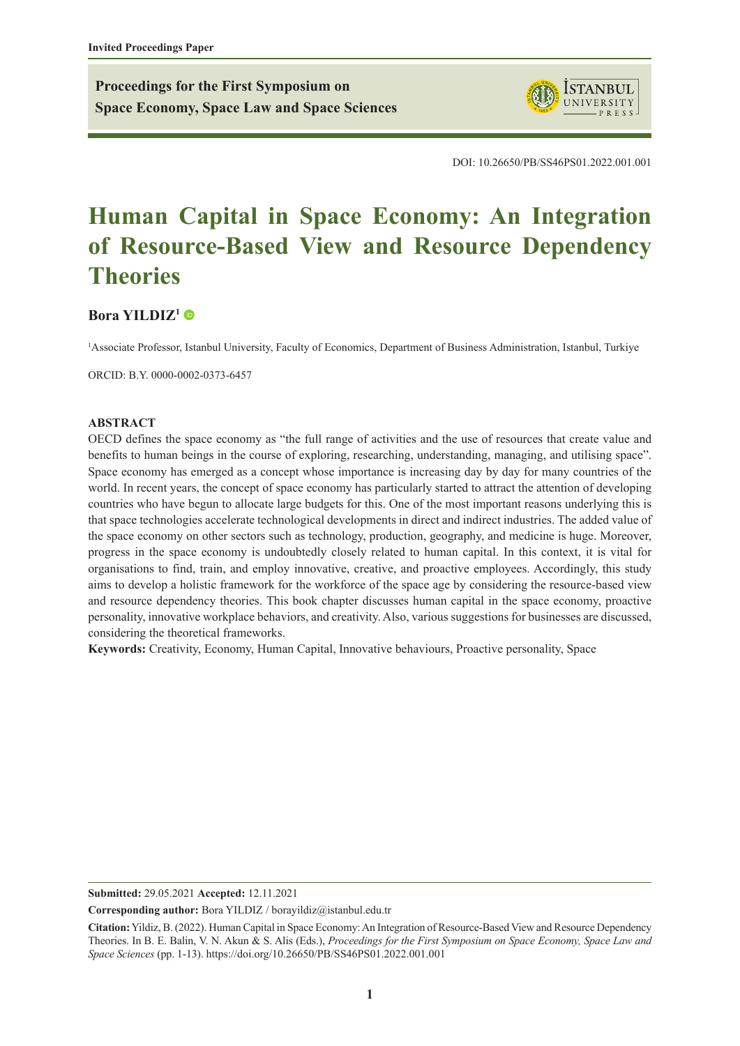Invited Proceedings Paper

**Proceedings for the First Symposium on Space Economy, Space Law and Space Sciences**

DOI: 10.26650/PB/SS46PS01.2022.001.001

# Human Capital in Space Economy: An Integration of Resource-Based View and Resource Dependency Theories

**Bora YILDIZ**[1]

[1]Associate Professor, Istanbul University, Faculty of Economics, Department of Business Administration, Istanbul, Turkiye

ORCID: B.Y. 0000-0002-0373-6457

**ABSTRACT**

OECD defines the space economy as "the full range of activities and the use of resources that create value and benefits to human beings in the course of exploring, researching, understanding, managing, and utilising space". Space economy has emerged as a concept whose importance is increasing day by day for many countries of the world. In recent years, the concept of space economy has particularly started to attract the attention of developing countries who have begun to allocate large budgets for this. One of the most important reasons underlying this is that space technologies accelerate technological developments in direct and indirect industries. The added value of the space economy on other sectors such as technology, production, geography, and medicine is huge. Moreover, progress in the space economy is undoubtedly closely related to human capital. In this context, it is vital for organisations to find, train, and employ innovative, creative, and proactive employees. Accordingly, this study aims to develop a holistic framework for the workforce of the space age by considering the resource-based view and resource dependency theories. This book chapter discusses human capital in the space economy, proactive personality, innovative workplace behaviors, and creativity. Also, various suggestions for businesses are discussed, considering the theoretical frameworks.

**Keywords:** Creativity, Economy, Human Capital, Innovative behaviours, Proactive personality, Space

---

**Submitted:** 29.05.2021 **Accepted:** 12.11.2021

**Corresponding author:** Bora YILDIZ / borayildiz@istanbul.edu.tr

**Citation:** Yildiz, B. (2022). Human Capital in Space Economy: An Integration of Resource-Based View and Resource Dependency Theories. In B. E. Balin, V. N. Akun & S. Alis (Eds.), *Proceedings for the First Symposium on Space Economy, Space Law and Space Sciences* (pp. 1-13). https://doi.org/10.26650/PB/SS46PS01.2022.001.001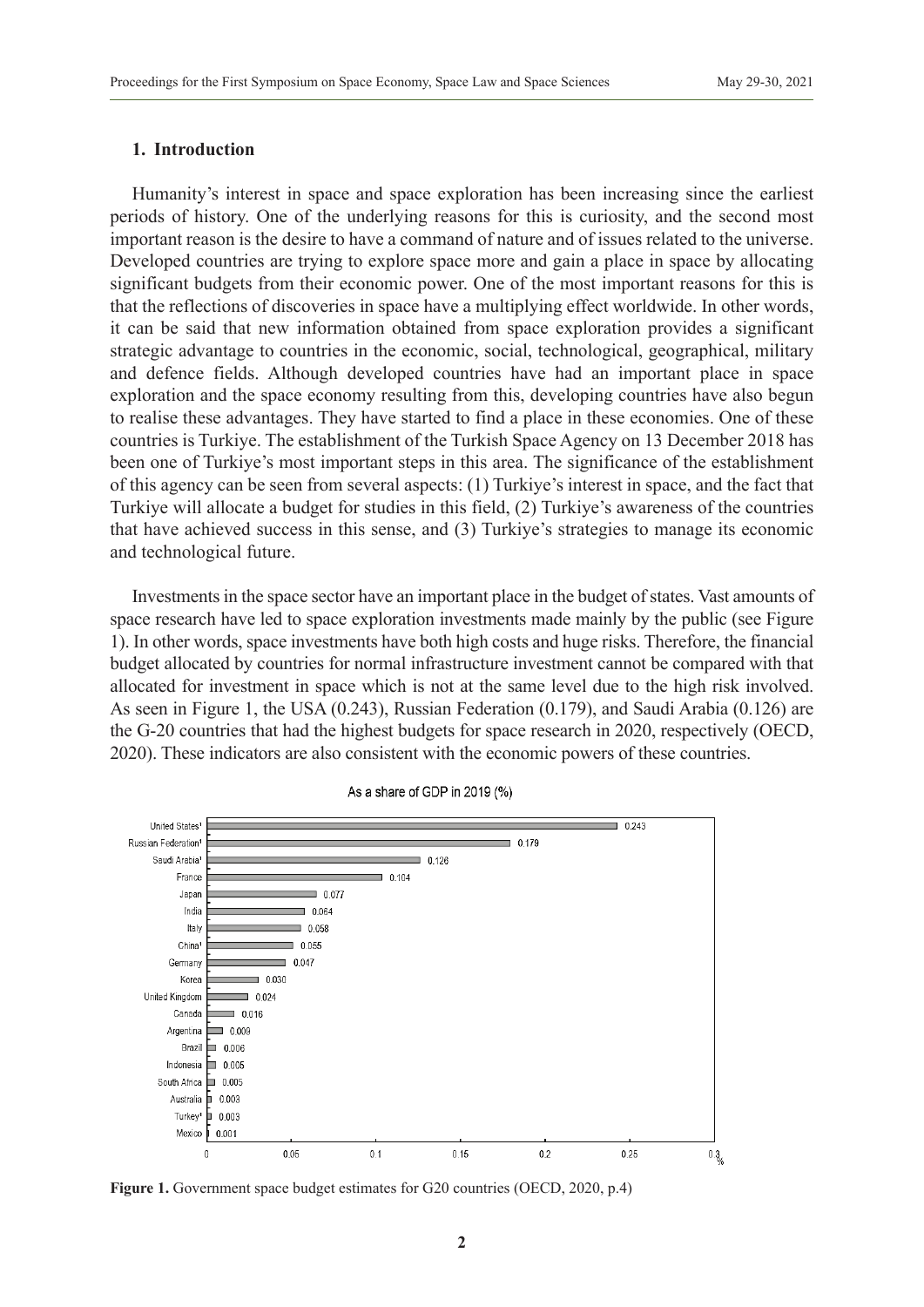## 1. Introduction

Humanity's interest in space and space exploration has been increasing since the earliest periods of history. One of the underlying reasons for this is curiosity, and the second most important reason is the desire to have a command of nature and of issues related to the universe. Developed countries are trying to explore space more and gain a place in space by allocating significant budgets from their economic power. One of the most important reasons for this is that the reflections of discoveries in space have a multiplying effect worldwide. In other words, it can be said that new information obtained from space exploration provides a significant strategic advantage to countries in the economic, social, technological, geographical, military and defence fields. Although developed countries have had an important place in space exploration and the space economy resulting from this, developing countries have also begun to realise these advantages. They have started to find a place in these economies. One of these countries is Turkiye. The establishment of the Turkish Space Agency on 13 December 2018 has been one of Turkiye's most important steps in this area. The significance of the establishment of this agency can be seen from several aspects: (1) Turkiye's interest in space, and the fact that Turkiye will allocate a budget for studies in this field, (2) Turkiye's awareness of the countries that have achieved success in this sense, and (3) Turkiye's strategies to manage its economic and technological future.

Investments in the space sector have an important place in the budget of states. Vast amounts of space research have led to space exploration investments made mainly by the public (see Figure 1). In other words, space investments have both high costs and huge risks. Therefore, the financial budget allocated by countries for normal infrastructure investment cannot be compared with that allocated for investment in space which is not at the same level due to the high risk involved. As seen in Figure 1, the USA (0.243), Russian Federation (0.179), and Saudi Arabia (0.126) are the G-20 countries that had the highest budgets for space research in 2020, respectively (OECD, 2020). These indicators are also consistent with the economic powers of these countries.

As a share of GDP in 2019 (%)

| Country | % |
|---|---|
| United States[1] | 0.243 |
| Russian Federation[1] | 0.179 |
| Saudi Arabia[1] | 0.126 |
| France | 0.104 |
| Japan | 0.077 |
| India | 0.064 |
| Italy | 0.058 |
| China[1] | 0.055 |
| Germany | 0.047 |
| Korea | 0.030 |
| United Kingdom | 0.024 |
| Canada | 0.016 |
| Argentina | 0.009 |
| Brazil | 0.006 |
| Indonesia | 0.005 |
| South Africa | 0.005 |
| Australia | 0.003 |
| Turkey[1] | 0.003 |
| Mexico | 0.001 |

**Figure 1.** Government space budget estimates for G20 countries (OECD, 2020, p.4)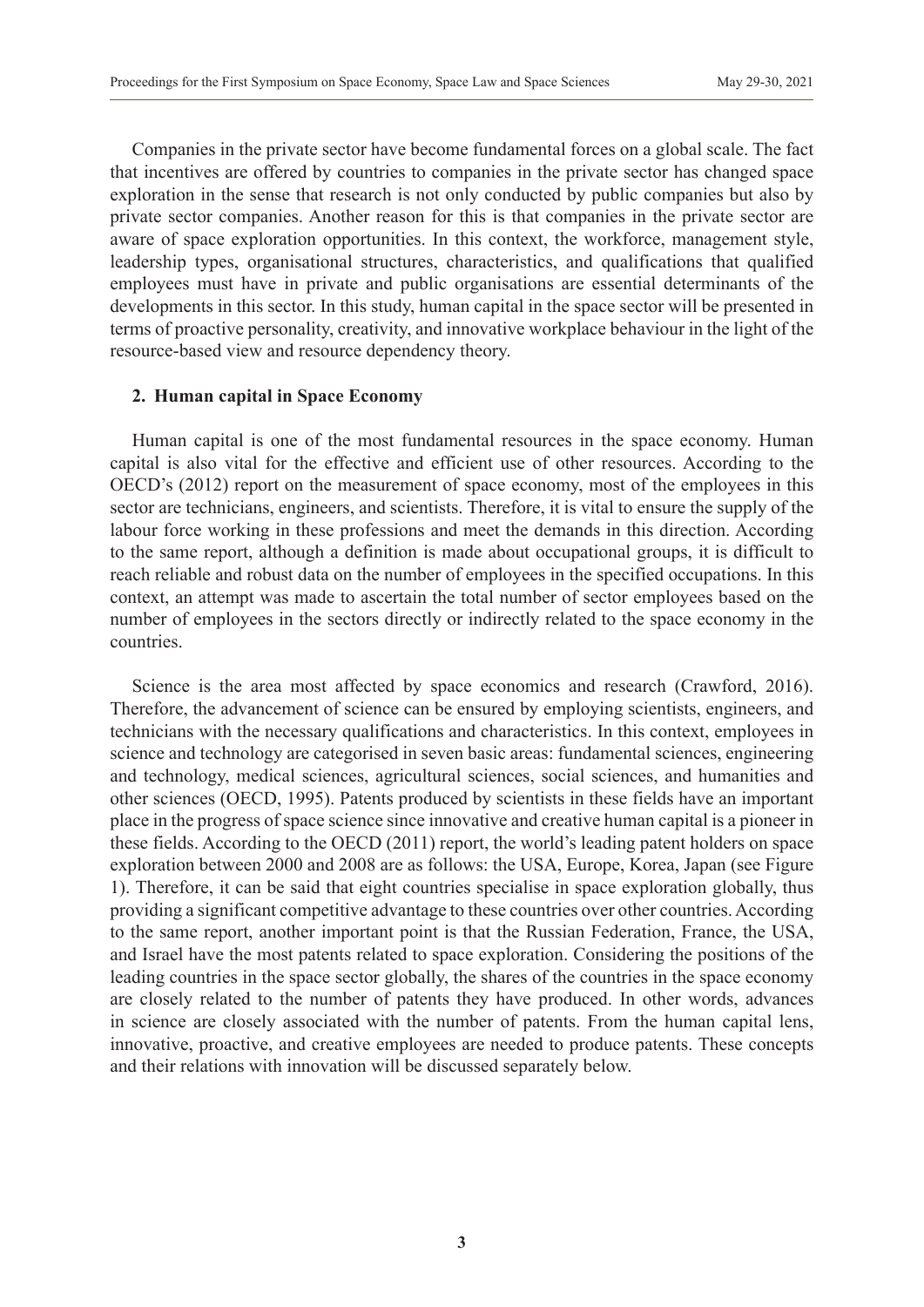Companies in the private sector have become fundamental forces on a global scale. The fact that incentives are offered by countries to companies in the private sector has changed space exploration in the sense that research is not only conducted by public companies but also by private sector companies. Another reason for this is that companies in the private sector are aware of space exploration opportunities. In this context, the workforce, management style, leadership types, organisational structures, characteristics, and qualifications that qualified employees must have in private and public organisations are essential determinants of the developments in this sector. In this study, human capital in the space sector will be presented in terms of proactive personality, creativity, and innovative workplace behaviour in the light of the resource-based view and resource dependency theory.

## 2. Human capital in Space Economy

Human capital is one of the most fundamental resources in the space economy. Human capital is also vital for the effective and efficient use of other resources. According to the OECD's (2012) report on the measurement of space economy, most of the employees in this sector are technicians, engineers, and scientists. Therefore, it is vital to ensure the supply of the labour force working in these professions and meet the demands in this direction. According to the same report, although a definition is made about occupational groups, it is difficult to reach reliable and robust data on the number of employees in the specified occupations. In this context, an attempt was made to ascertain the total number of sector employees based on the number of employees in the sectors directly or indirectly related to the space economy in the countries.

Science is the area most affected by space economics and research (Crawford, 2016). Therefore, the advancement of science can be ensured by employing scientists, engineers, and technicians with the necessary qualifications and characteristics. In this context, employees in science and technology are categorised in seven basic areas: fundamental sciences, engineering and technology, medical sciences, agricultural sciences, social sciences, and humanities and other sciences (OECD, 1995). Patents produced by scientists in these fields have an important place in the progress of space science since innovative and creative human capital is a pioneer in these fields. According to the OECD (2011) report, the world's leading patent holders on space exploration between 2000 and 2008 are as follows: the USA, Europe, Korea, Japan (see Figure 1). Therefore, it can be said that eight countries specialise in space exploration globally, thus providing a significant competitive advantage to these countries over other countries. According to the same report, another important point is that the Russian Federation, France, the USA, and Israel have the most patents related to space exploration. Considering the positions of the leading countries in the space sector globally, the shares of the countries in the space economy are closely related to the number of patents they have produced. In other words, advances in science are closely associated with the number of patents. From the human capital lens, innovative, proactive, and creative employees are needed to produce patents. These concepts and their relations with innovation will be discussed separately below.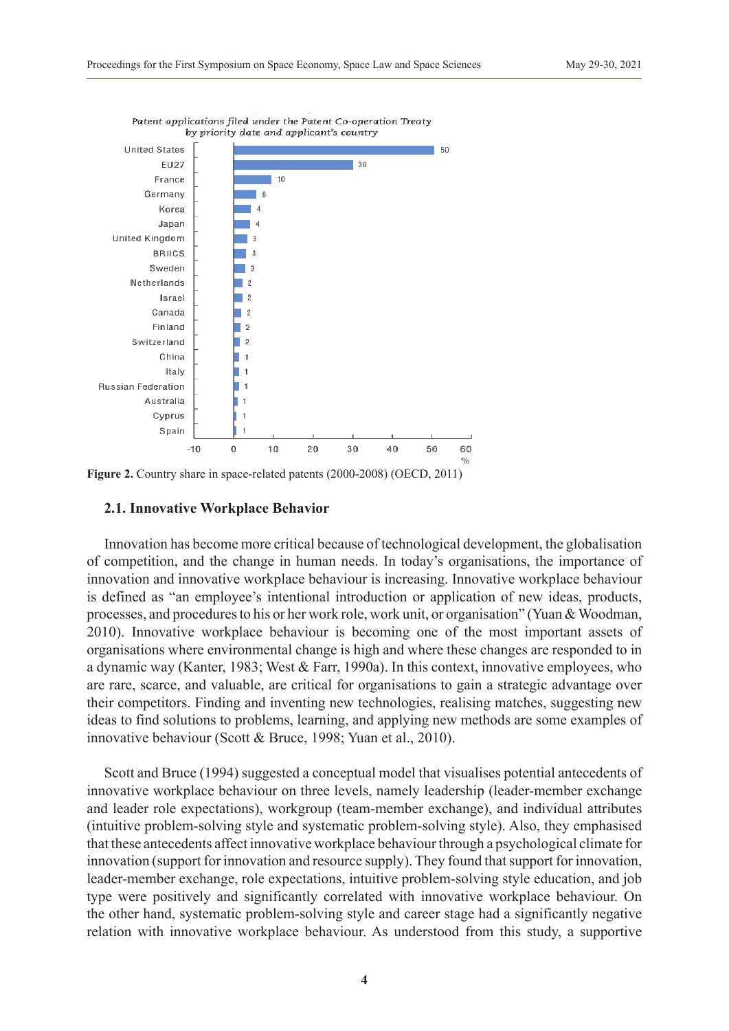*Patent applications filed under the Patent Co-operation Treaty by priority date and applicant's country*

| Country | % |
| --- | --- |
| United States | 50 |
| EU27 | 30 |
| France | 10 |
| Germany | 6 |
| Korea | 4 |
| Japan | 4 |
| United Kingdom | 3 |
| BRIICS | 3 |
| Sweden | 3 |
| Netherlands | 2 |
| Israel | 2 |
| Canada | 2 |
| Finland | 2 |
| Switzerland | 2 |
| China | 1 |
| Italy | 1 |
| Russian Federation | 1 |
| Australia | 1 |
| Cyprus | 1 |
| Spain | 1 |

**Figure 2.** Country share in space-related patents (2000-2008) (OECD, 2011)

### 2.1. Innovative Workplace Behavior

Innovation has become more critical because of technological development, the globalisation of competition, and the change in human needs. In today's organisations, the importance of innovation and innovative workplace behaviour is increasing. Innovative workplace behaviour is defined as "an employee's intentional introduction or application of new ideas, products, processes, and procedures to his or her work role, work unit, or organisation" (Yuan & Woodman, 2010). Innovative workplace behaviour is becoming one of the most important assets of organisations where environmental change is high and where these changes are responded to in a dynamic way (Kanter, 1983; West & Farr, 1990a). In this context, innovative employees, who are rare, scarce, and valuable, are critical for organisations to gain a strategic advantage over their competitors. Finding and inventing new technologies, realising matches, suggesting new ideas to find solutions to problems, learning, and applying new methods are some examples of innovative behaviour (Scott & Bruce, 1998; Yuan et al., 2010).

Scott and Bruce (1994) suggested a conceptual model that visualises potential antecedents of innovative workplace behaviour on three levels, namely leadership (leader-member exchange and leader role expectations), workgroup (team-member exchange), and individual attributes (intuitive problem-solving style and systematic problem-solving style). Also, they emphasised that these antecedents affect innovative workplace behaviour through a psychological climate for innovation (support for innovation and resource supply). They found that support for innovation, leader-member exchange, role expectations, intuitive problem-solving style education, and job type were positively and significantly correlated with innovative workplace behaviour. On the other hand, systematic problem-solving style and career stage had a significantly negative relation with innovative workplace behaviour. As understood from this study, a supportive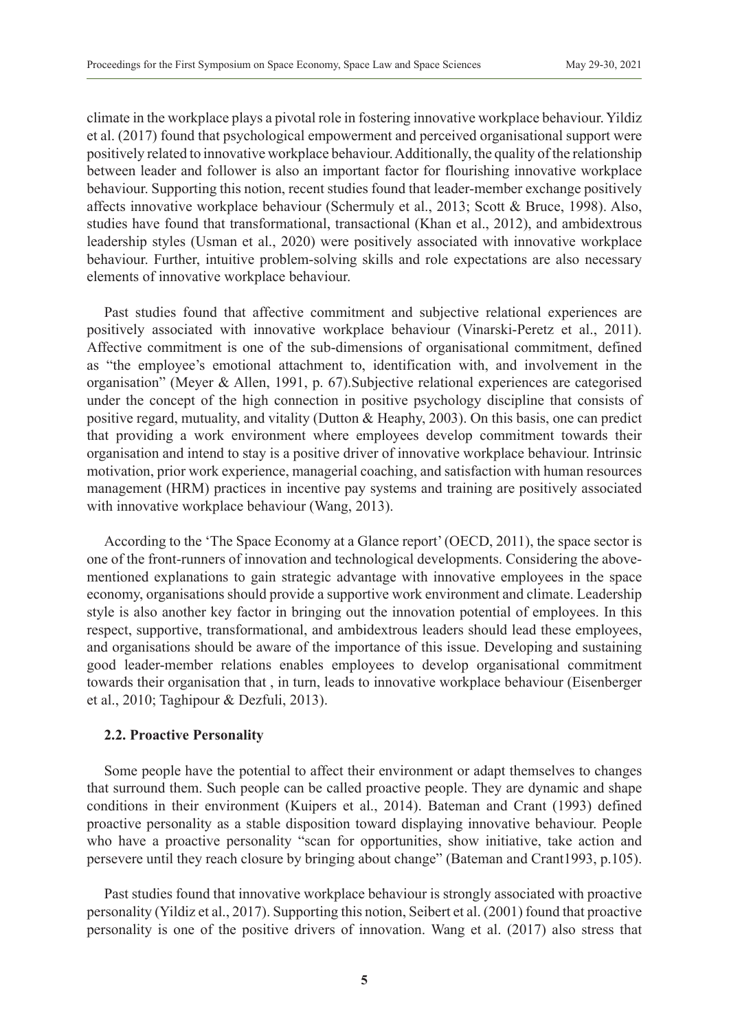climate in the workplace plays a pivotal role in fostering innovative workplace behaviour. Yildiz et al. (2017) found that psychological empowerment and perceived organisational support were positively related to innovative workplace behaviour. Additionally, the quality of the relationship between leader and follower is also an important factor for flourishing innovative workplace behaviour. Supporting this notion, recent studies found that leader-member exchange positively affects innovative workplace behaviour (Schermuly et al., 2013; Scott & Bruce, 1998). Also, studies have found that transformational, transactional (Khan et al., 2012), and ambidextrous leadership styles (Usman et al., 2020) were positively associated with innovative workplace behaviour. Further, intuitive problem-solving skills and role expectations are also necessary elements of innovative workplace behaviour.

Past studies found that affective commitment and subjective relational experiences are positively associated with innovative workplace behaviour (Vinarski-Peretz et al., 2011). Affective commitment is one of the sub-dimensions of organisational commitment, defined as "the employee's emotional attachment to, identification with, and involvement in the organisation" (Meyer & Allen, 1991, p. 67).Subjective relational experiences are categorised under the concept of the high connection in positive psychology discipline that consists of positive regard, mutuality, and vitality (Dutton & Heaphy, 2003). On this basis, one can predict that providing a work environment where employees develop commitment towards their organisation and intend to stay is a positive driver of innovative workplace behaviour. Intrinsic motivation, prior work experience, managerial coaching, and satisfaction with human resources management (HRM) practices in incentive pay systems and training are positively associated with innovative workplace behaviour (Wang, 2013).

According to the 'The Space Economy at a Glance report' (OECD, 2011), the space sector is one of the front-runners of innovation and technological developments. Considering the above-mentioned explanations to gain strategic advantage with innovative employees in the space economy, organisations should provide a supportive work environment and climate. Leadership style is also another key factor in bringing out the innovation potential of employees. In this respect, supportive, transformational, and ambidextrous leaders should lead these employees, and organisations should be aware of the importance of this issue. Developing and sustaining good leader-member relations enables employees to develop organisational commitment towards their organisation that , in turn, leads to innovative workplace behaviour (Eisenberger et al., 2010; Taghipour & Dezfuli, 2013).

### 2.2. Proactive Personality

Some people have the potential to affect their environment or adapt themselves to changes that surround them. Such people can be called proactive people. They are dynamic and shape conditions in their environment (Kuipers et al., 2014). Bateman and Crant (1993) defined proactive personality as a stable disposition toward displaying innovative behaviour. People who have a proactive personality "scan for opportunities, show initiative, take action and persevere until they reach closure by bringing about change" (Bateman and Crant1993, p.105).

Past studies found that innovative workplace behaviour is strongly associated with proactive personality (Yildiz et al., 2017). Supporting this notion, Seibert et al. (2001) found that proactive personality is one of the positive drivers of innovation. Wang et al. (2017) also stress that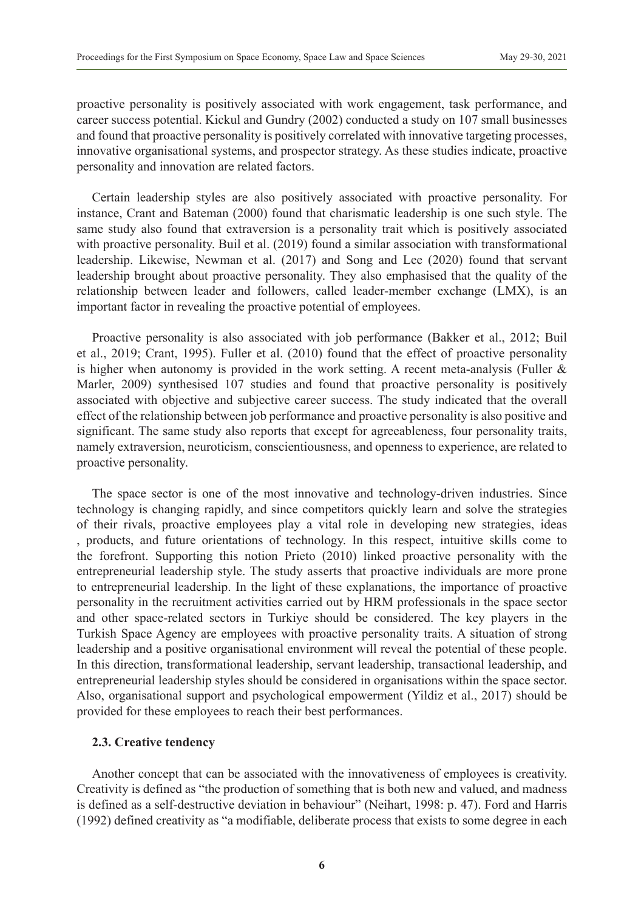proactive personality is positively associated with work engagement, task performance, and career success potential. Kickul and Gundry (2002) conducted a study on 107 small businesses and found that proactive personality is positively correlated with innovative targeting processes, innovative organisational systems, and prospector strategy. As these studies indicate, proactive personality and innovation are related factors.

Certain leadership styles are also positively associated with proactive personality. For instance, Crant and Bateman (2000) found that charismatic leadership is one such style. The same study also found that extraversion is a personality trait which is positively associated with proactive personality. Buil et al. (2019) found a similar association with transformational leadership. Likewise, Newman et al. (2017) and Song and Lee (2020) found that servant leadership brought about proactive personality. They also emphasised that the quality of the relationship between leader and followers, called leader-member exchange (LMX), is an important factor in revealing the proactive potential of employees.

Proactive personality is also associated with job performance (Bakker et al., 2012; Buil et al., 2019; Crant, 1995). Fuller et al. (2010) found that the effect of proactive personality is higher when autonomy is provided in the work setting. A recent meta-analysis (Fuller & Marler, 2009) synthesised 107 studies and found that proactive personality is positively associated with objective and subjective career success. The study indicated that the overall effect of the relationship between job performance and proactive personality is also positive and significant. The same study also reports that except for agreeableness, four personality traits, namely extraversion, neuroticism, conscientiousness, and openness to experience, are related to proactive personality.

The space sector is one of the most innovative and technology-driven industries. Since technology is changing rapidly, and since competitors quickly learn and solve the strategies of their rivals, proactive employees play a vital role in developing new strategies, ideas , products, and future orientations of technology. In this respect, intuitive skills come to the forefront. Supporting this notion Prieto (2010) linked proactive personality with the entrepreneurial leadership style. The study asserts that proactive individuals are more prone to entrepreneurial leadership. In the light of these explanations, the importance of proactive personality in the recruitment activities carried out by HRM professionals in the space sector and other space-related sectors in Turkiye should be considered. The key players in the Turkish Space Agency are employees with proactive personality traits. A situation of strong leadership and a positive organisational environment will reveal the potential of these people. In this direction, transformational leadership, servant leadership, transactional leadership, and entrepreneurial leadership styles should be considered in organisations within the space sector. Also, organisational support and psychological empowerment (Yildiz et al., 2017) should be provided for these employees to reach their best performances.

### 2.3. Creative tendency

Another concept that can be associated with the innovativeness of employees is creativity. Creativity is defined as "the production of something that is both new and valued, and madness is defined as a self-destructive deviation in behaviour" (Neihart, 1998: p. 47). Ford and Harris (1992) defined creativity as "a modifiable, deliberate process that exists to some degree in each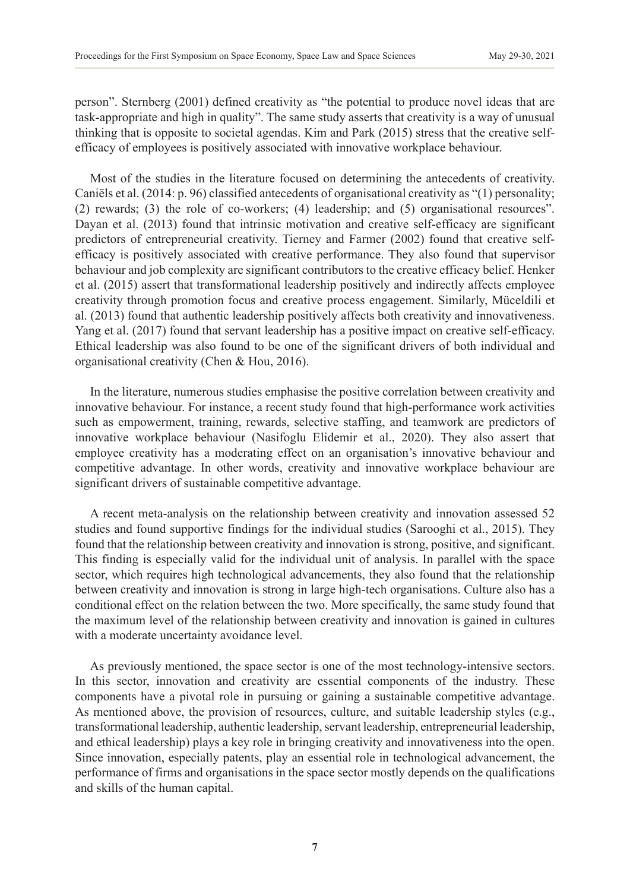person". Sternberg (2001) defined creativity as "the potential to produce novel ideas that are task-appropriate and high in quality". The same study asserts that creativity is a way of unusual thinking that is opposite to societal agendas. Kim and Park (2015) stress that the creative self-efficacy of employees is positively associated with innovative workplace behaviour.

Most of the studies in the literature focused on determining the antecedents of creativity. Caniëls et al. (2014: p. 96) classified antecedents of organisational creativity as "(1) personality; (2) rewards; (3) the role of co-workers; (4) leadership; and (5) organisational resources". Dayan et al. (2013) found that intrinsic motivation and creative self-efficacy are significant predictors of entrepreneurial creativity. Tierney and Farmer (2002) found that creative self-efficacy is positively associated with creative performance. They also found that supervisor behaviour and job complexity are significant contributors to the creative efficacy belief. Henker et al. (2015) assert that transformational leadership positively and indirectly affects employee creativity through promotion focus and creative process engagement. Similarly, Müceldili et al. (2013) found that authentic leadership positively affects both creativity and innovativeness. Yang et al. (2017) found that servant leadership has a positive impact on creative self-efficacy. Ethical leadership was also found to be one of the significant drivers of both individual and organisational creativity (Chen & Hou, 2016).

In the literature, numerous studies emphasise the positive correlation between creativity and innovative behaviour. For instance, a recent study found that high-performance work activities such as empowerment, training, rewards, selective staffing, and teamwork are predictors of innovative workplace behaviour (Nasifoglu Elidemir et al., 2020). They also assert that employee creativity has a moderating effect on an organisation's innovative behaviour and competitive advantage. In other words, creativity and innovative workplace behaviour are significant drivers of sustainable competitive advantage.

A recent meta-analysis on the relationship between creativity and innovation assessed 52 studies and found supportive findings for the individual studies (Sarooghi et al., 2015). They found that the relationship between creativity and innovation is strong, positive, and significant. This finding is especially valid for the individual unit of analysis. In parallel with the space sector, which requires high technological advancements, they also found that the relationship between creativity and innovation is strong in large high-tech organisations. Culture also has a conditional effect on the relation between the two. More specifically, the same study found that the maximum level of the relationship between creativity and innovation is gained in cultures with a moderate uncertainty avoidance level.

As previously mentioned, the space sector is one of the most technology-intensive sectors. In this sector, innovation and creativity are essential components of the industry. These components have a pivotal role in pursuing or gaining a sustainable competitive advantage. As mentioned above, the provision of resources, culture, and suitable leadership styles (e.g., transformational leadership, authentic leadership, servant leadership, entrepreneurial leadership, and ethical leadership) plays a key role in bringing creativity and innovativeness into the open. Since innovation, especially patents, play an essential role in technological advancement, the performance of firms and organisations in the space sector mostly depends on the qualifications and skills of the human capital.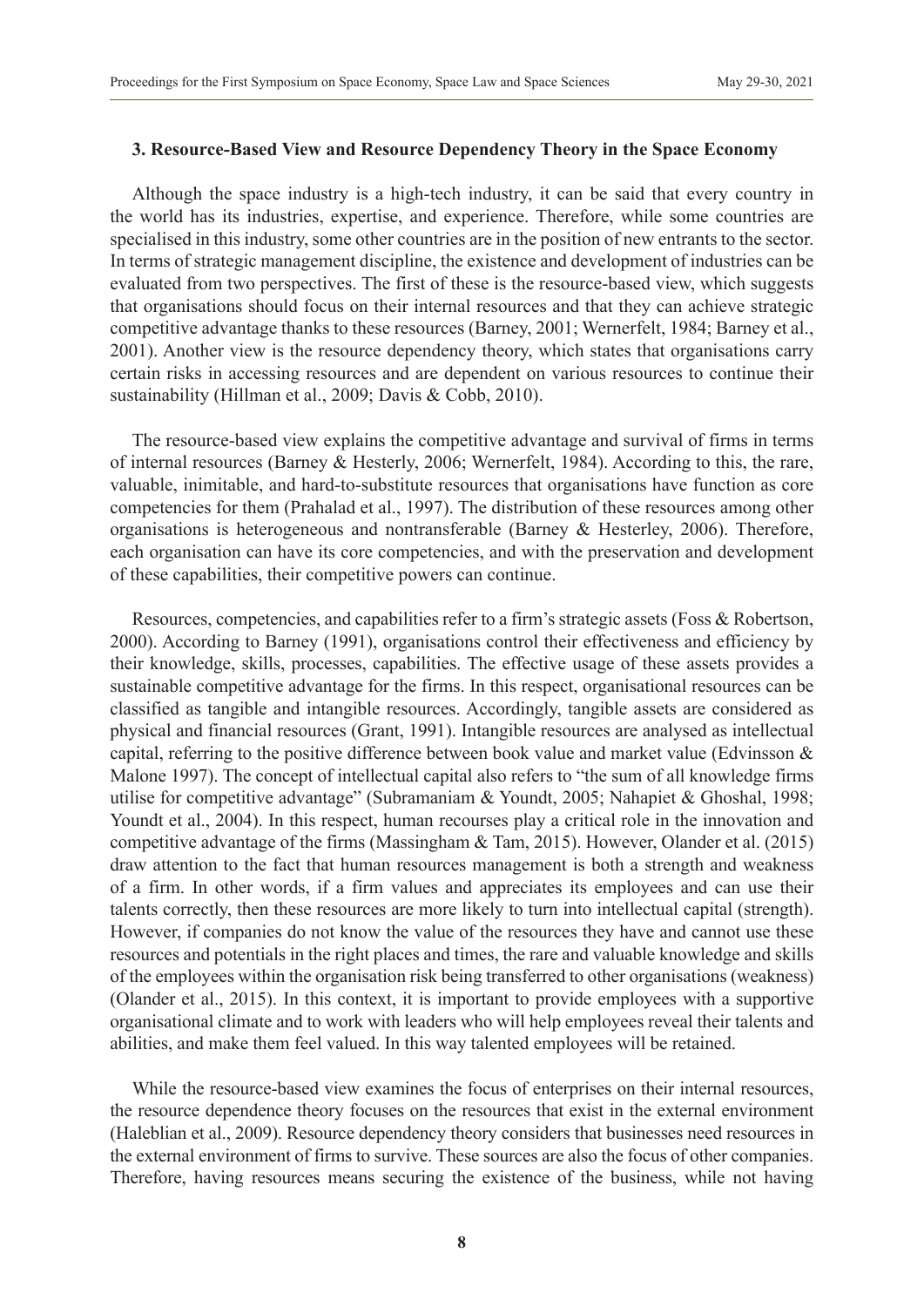### 3. Resource-Based View and Resource Dependency Theory in the Space Economy

Although the space industry is a high-tech industry, it can be said that every country in the world has its industries, expertise, and experience. Therefore, while some countries are specialised in this industry, some other countries are in the position of new entrants to the sector. In terms of strategic management discipline, the existence and development of industries can be evaluated from two perspectives. The first of these is the resource-based view, which suggests that organisations should focus on their internal resources and that they can achieve strategic competitive advantage thanks to these resources (Barney, 2001; Wernerfelt, 1984; Barney et al., 2001). Another view is the resource dependency theory, which states that organisations carry certain risks in accessing resources and are dependent on various resources to continue their sustainability (Hillman et al., 2009; Davis & Cobb, 2010).

The resource-based view explains the competitive advantage and survival of firms in terms of internal resources (Barney & Hesterly, 2006; Wernerfelt, 1984). According to this, the rare, valuable, inimitable, and hard-to-substitute resources that organisations have function as core competencies for them (Prahalad et al., 1997). The distribution of these resources among other organisations is heterogeneous and nontransferable (Barney & Hesterley, 2006). Therefore, each organisation can have its core competencies, and with the preservation and development of these capabilities, their competitive powers can continue.

Resources, competencies, and capabilities refer to a firm's strategic assets (Foss & Robertson, 2000). According to Barney (1991), organisations control their effectiveness and efficiency by their knowledge, skills, processes, capabilities. The effective usage of these assets provides a sustainable competitive advantage for the firms. In this respect, organisational resources can be classified as tangible and intangible resources. Accordingly, tangible assets are considered as physical and financial resources (Grant, 1991). Intangible resources are analysed as intellectual capital, referring to the positive difference between book value and market value (Edvinsson & Malone 1997). The concept of intellectual capital also refers to "the sum of all knowledge firms utilise for competitive advantage" (Subramaniam & Youndt, 2005; Nahapiet & Ghoshal, 1998; Youndt et al., 2004). In this respect, human recourses play a critical role in the innovation and competitive advantage of the firms (Massingham & Tam, 2015). However, Olander et al. (2015) draw attention to the fact that human resources management is both a strength and weakness of a firm. In other words, if a firm values and appreciates its employees and can use their talents correctly, then these resources are more likely to turn into intellectual capital (strength). However, if companies do not know the value of the resources they have and cannot use these resources and potentials in the right places and times, the rare and valuable knowledge and skills of the employees within the organisation risk being transferred to other organisations (weakness) (Olander et al., 2015). In this context, it is important to provide employees with a supportive organisational climate and to work with leaders who will help employees reveal their talents and abilities, and make them feel valued. In this way talented employees will be retained.

While the resource-based view examines the focus of enterprises on their internal resources, the resource dependence theory focuses on the resources that exist in the external environment (Haleblian et al., 2009). Resource dependency theory considers that businesses need resources in the external environment of firms to survive. These sources are also the focus of other companies. Therefore, having resources means securing the existence of the business, while not having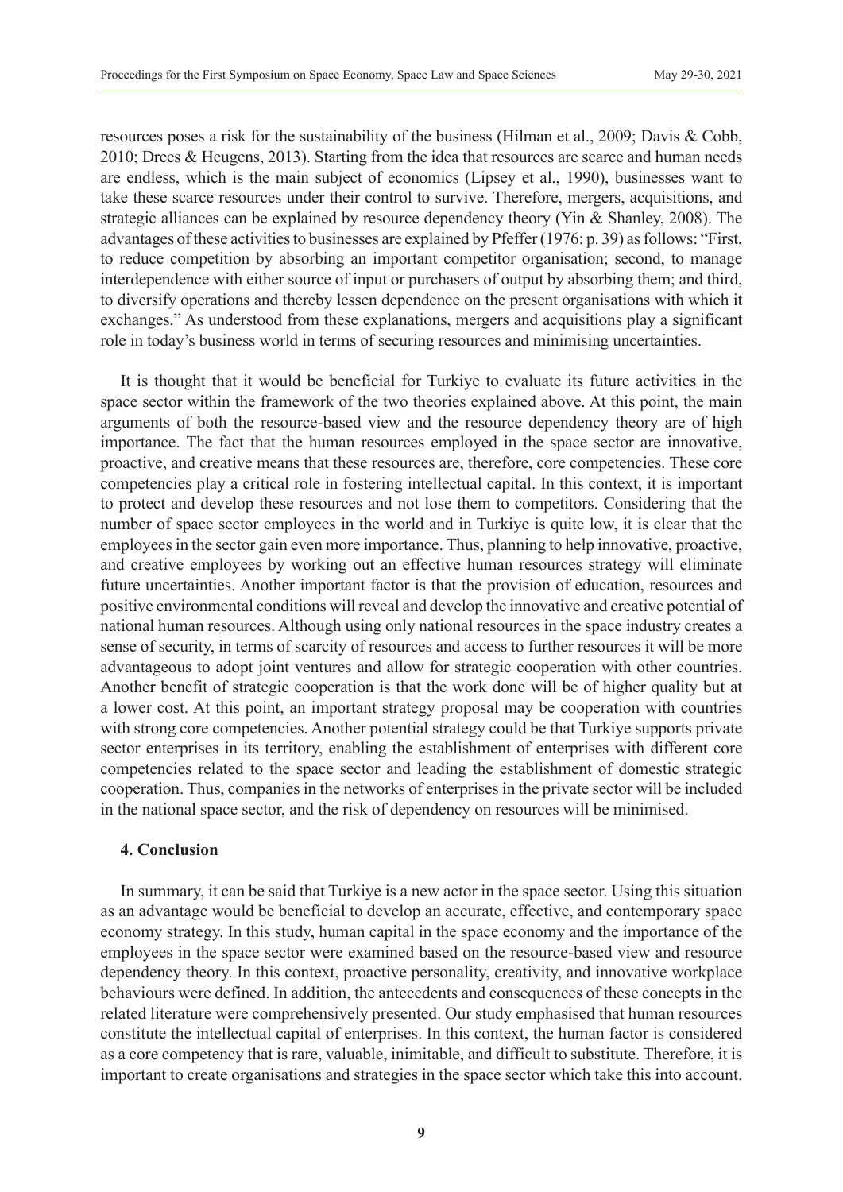resources poses a risk for the sustainability of the business (Hilman et al., 2009; Davis & Cobb, 2010; Drees & Heugens, 2013). Starting from the idea that resources are scarce and human needs are endless, which is the main subject of economics (Lipsey et al., 1990), businesses want to take these scarce resources under their control to survive. Therefore, mergers, acquisitions, and strategic alliances can be explained by resource dependency theory (Yin & Shanley, 2008). The advantages of these activities to businesses are explained by Pfeffer (1976: p. 39) as follows: "First, to reduce competition by absorbing an important competitor organisation; second, to manage interdependence with either source of input or purchasers of output by absorbing them; and third, to diversify operations and thereby lessen dependence on the present organisations with which it exchanges." As understood from these explanations, mergers and acquisitions play a significant role in today's business world in terms of securing resources and minimising uncertainties.

It is thought that it would be beneficial for Turkiye to evaluate its future activities in the space sector within the framework of the two theories explained above. At this point, the main arguments of both the resource-based view and the resource dependency theory are of high importance. The fact that the human resources employed in the space sector are innovative, proactive, and creative means that these resources are, therefore, core competencies. These core competencies play a critical role in fostering intellectual capital. In this context, it is important to protect and develop these resources and not lose them to competitors. Considering that the number of space sector employees in the world and in Turkiye is quite low, it is clear that the employees in the sector gain even more importance. Thus, planning to help innovative, proactive, and creative employees by working out an effective human resources strategy will eliminate future uncertainties. Another important factor is that the provision of education, resources and positive environmental conditions will reveal and develop the innovative and creative potential of national human resources. Although using only national resources in the space industry creates a sense of security, in terms of scarcity of resources and access to further resources it will be more advantageous to adopt joint ventures and allow for strategic cooperation with other countries. Another benefit of strategic cooperation is that the work done will be of higher quality but at a lower cost. At this point, an important strategy proposal may be cooperation with countries with strong core competencies. Another potential strategy could be that Turkiye supports private sector enterprises in its territory, enabling the establishment of enterprises with different core competencies related to the space sector and leading the establishment of domestic strategic cooperation. Thus, companies in the networks of enterprises in the private sector will be included in the national space sector, and the risk of dependency on resources will be minimised.

## 4. Conclusion

In summary, it can be said that Turkiye is a new actor in the space sector. Using this situation as an advantage would be beneficial to develop an accurate, effective, and contemporary space economy strategy. In this study, human capital in the space economy and the importance of the employees in the space sector were examined based on the resource-based view and resource dependency theory. In this context, proactive personality, creativity, and innovative workplace behaviours were defined. In addition, the antecedents and consequences of these concepts in the related literature were comprehensively presented. Our study emphasised that human resources constitute the intellectual capital of enterprises. In this context, the human factor is considered as a core competency that is rare, valuable, inimitable, and difficult to substitute. Therefore, it is important to create organisations and strategies in the space sector which take this into account.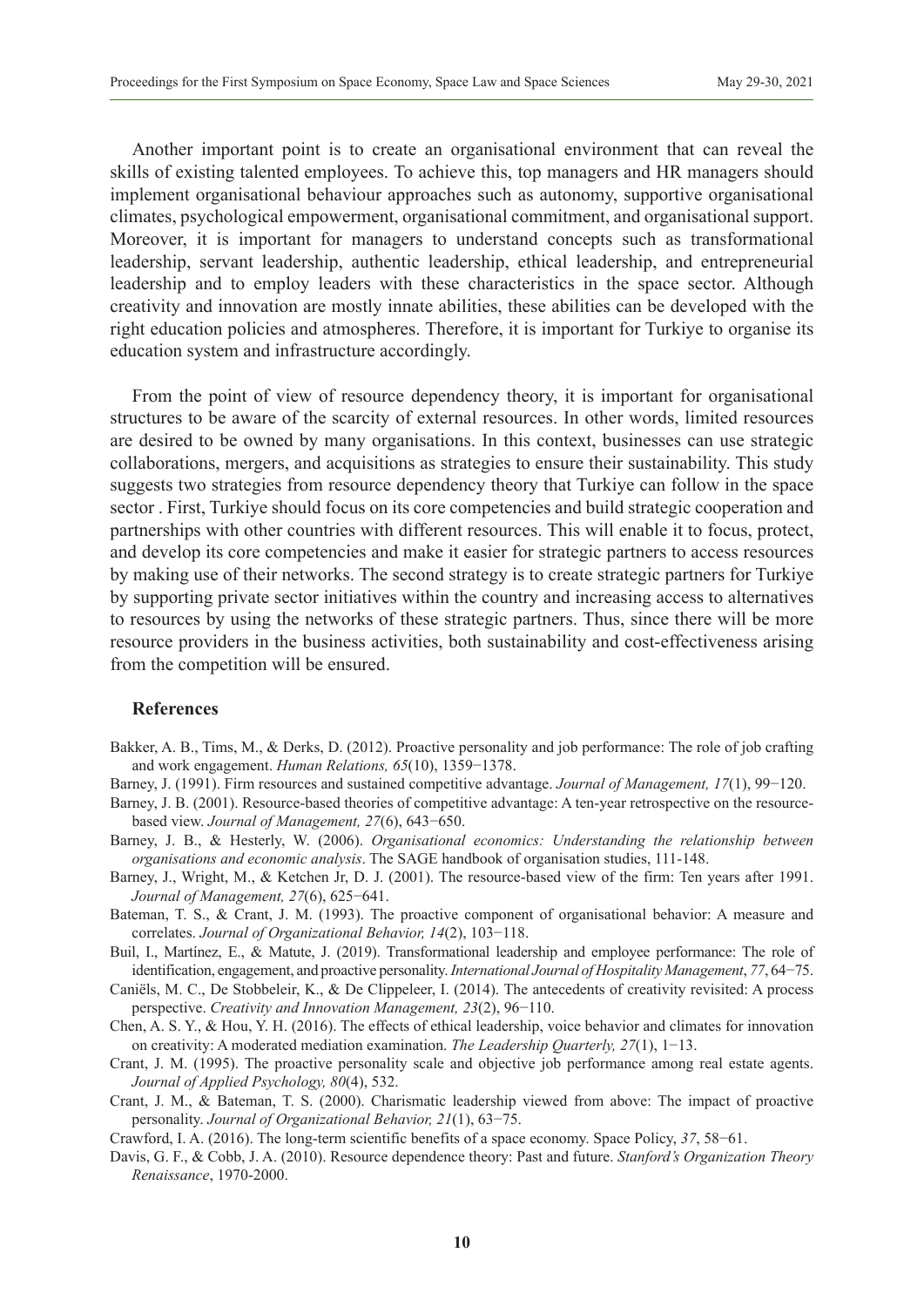Another important point is to create an organisational environment that can reveal the skills of existing talented employees. To achieve this, top managers and HR managers should implement organisational behaviour approaches such as autonomy, supportive organisational climates, psychological empowerment, organisational commitment, and organisational support. Moreover, it is important for managers to understand concepts such as transformational leadership, servant leadership, authentic leadership, ethical leadership, and entrepreneurial leadership and to employ leaders with these characteristics in the space sector. Although creativity and innovation are mostly innate abilities, these abilities can be developed with the right education policies and atmospheres. Therefore, it is important for Turkiye to organise its education system and infrastructure accordingly.

From the point of view of resource dependency theory, it is important for organisational structures to be aware of the scarcity of external resources. In other words, limited resources are desired to be owned by many organisations. In this context, businesses can use strategic collaborations, mergers, and acquisitions as strategies to ensure their sustainability. This study suggests two strategies from resource dependency theory that Turkiye can follow in the space sector . First, Turkiye should focus on its core competencies and build strategic cooperation and partnerships with other countries with different resources. This will enable it to focus, protect, and develop its core competencies and make it easier for strategic partners to access resources by making use of their networks. The second strategy is to create strategic partners for Turkiye by supporting private sector initiatives within the country and increasing access to alternatives to resources by using the networks of these strategic partners. Thus, since there will be more resource providers in the business activities, both sustainability and cost-effectiveness arising from the competition will be ensured.

## References

Bakker, A. B., Tims, M., & Derks, D. (2012). Proactive personality and job performance: The role of job crafting and work engagement. *Human Relations, 65*(10), 1359−1378.

Barney, J. (1991). Firm resources and sustained competitive advantage. *Journal of Management, 17*(1), 99−120.

Barney, J. B. (2001). Resource-based theories of competitive advantage: A ten-year retrospective on the resource-based view. *Journal of Management, 27*(6), 643−650.

Barney, J. B., & Hesterly, W. (2006). *Organisational economics: Understanding the relationship between organisations and economic analysis*. The SAGE handbook of organisation studies, 111-148.

Barney, J., Wright, M., & Ketchen Jr, D. J. (2001). The resource-based view of the firm: Ten years after 1991. *Journal of Management, 27*(6), 625−641.

Bateman, T. S., & Crant, J. M. (1993). The proactive component of organisational behavior: A measure and correlates. *Journal of Organizational Behavior, 14*(2), 103−118.

Buil, I., Martínez, E., & Matute, J. (2019). Transformational leadership and employee performance: The role of identification, engagement, and proactive personality. *International Journal of Hospitality Management*, *77*, 64−75.

Caniëls, M. C., De Stobbeleir, K., & De Clippeleer, I. (2014). The antecedents of creativity revisited: A process perspective. *Creativity and Innovation Management, 23*(2), 96−110.

Chen, A. S. Y., & Hou, Y. H. (2016). The effects of ethical leadership, voice behavior and climates for innovation on creativity: A moderated mediation examination. *The Leadership Quarterly, 27*(1), 1−13.

Crant, J. M. (1995). The proactive personality scale and objective job performance among real estate agents. *Journal of Applied Psychology, 80*(4), 532.

Crant, J. M., & Bateman, T. S. (2000). Charismatic leadership viewed from above: The impact of proactive personality. *Journal of Organizational Behavior, 21*(1), 63−75.

Crawford, I. A. (2016). The long-term scientific benefits of a space economy. Space Policy, *37*, 58−61.

Davis, G. F., & Cobb, J. A. (2010). Resource dependence theory: Past and future. *Stanford's Organization Theory Renaissance*, 1970-2000.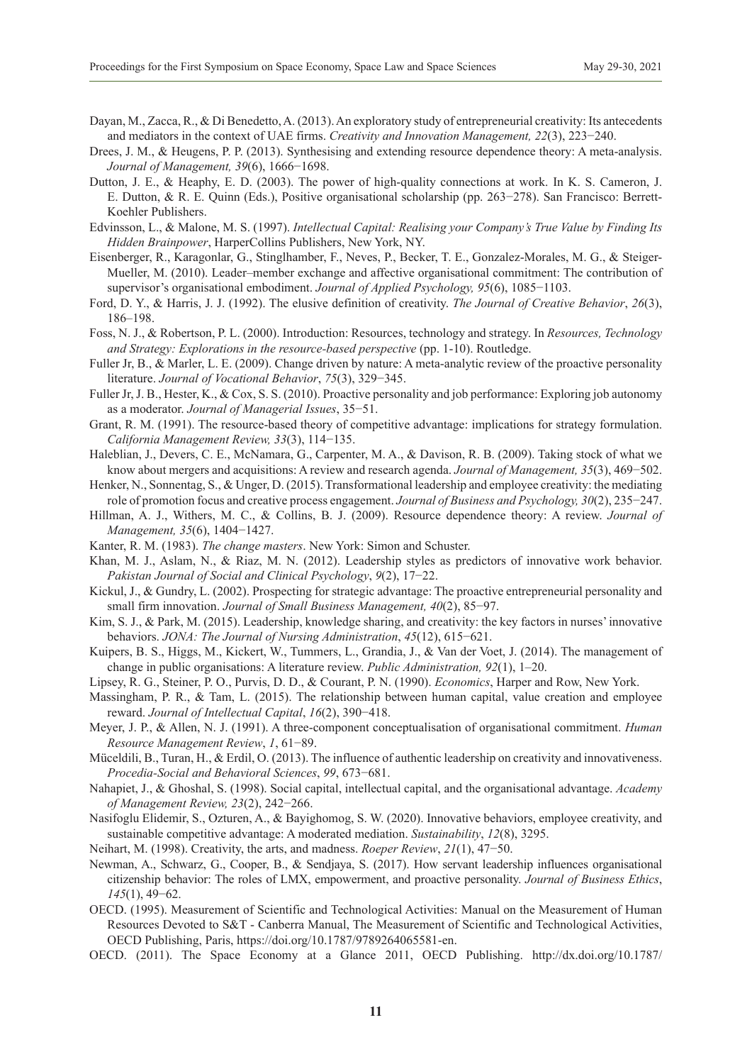Dayan, M., Zacca, R., & Di Benedetto, A. (2013). An exploratory study of entrepreneurial creativity: Its antecedents and mediators in the context of UAE firms. *Creativity and Innovation Management, 22*(3), 223−240.

Drees, J. M., & Heugens, P. P. (2013). Synthesising and extending resource dependence theory: A meta-analysis. *Journal of Management, 39*(6), 1666−1698.

Dutton, J. E., & Heaphy, E. D. (2003). The power of high-quality connections at work. In K. S. Cameron, J. E. Dutton, & R. E. Quinn (Eds.), Positive organisational scholarship (pp. 263−278). San Francisco: Berrett-Koehler Publishers.

Edvinsson, L., & Malone, M. S. (1997). *Intellectual Capital: Realising your Company's True Value by Finding Its Hidden Brainpower*, HarperCollins Publishers, New York, NY.

Eisenberger, R., Karagonlar, G., Stinglhamber, F., Neves, P., Becker, T. E., Gonzalez-Morales, M. G., & Steiger-Mueller, M. (2010). Leader–member exchange and affective organisational commitment: The contribution of supervisor's organisational embodiment. *Journal of Applied Psychology, 95*(6), 1085−1103.

Ford, D. Y., & Harris, J. J. (1992). The elusive definition of creativity. *The Journal of Creative Behavior*, *26*(3), 186–198.

Foss, N. J., & Robertson, P. L. (2000). Introduction: Resources, technology and strategy. In *Resources, Technology and Strategy: Explorations in the resource-based perspective* (pp. 1-10). Routledge.

Fuller Jr, B., & Marler, L. E. (2009). Change driven by nature: A meta-analytic review of the proactive personality literature. *Journal of Vocational Behavior*, *75*(3), 329−345.

Fuller Jr, J. B., Hester, K., & Cox, S. S. (2010). Proactive personality and job performance: Exploring job autonomy as a moderator. *Journal of Managerial Issues*, 35−51.

Grant, R. M. (1991). The resource-based theory of competitive advantage: implications for strategy formulation. *California Management Review, 33*(3), 114−135.

Haleblian, J., Devers, C. E., McNamara, G., Carpenter, M. A., & Davison, R. B. (2009). Taking stock of what we know about mergers and acquisitions: A review and research agenda. *Journal of Management, 35*(3), 469−502.

Henker, N., Sonnentag, S., & Unger, D. (2015). Transformational leadership and employee creativity: the mediating role of promotion focus and creative process engagement. *Journal of Business and Psychology, 30*(2), 235−247.

Hillman, A. J., Withers, M. C., & Collins, B. J. (2009). Resource dependence theory: A review. *Journal of Management, 35*(6), 1404−1427.

Kanter, R. M. (1983). *The change masters*. New York: Simon and Schuster.

Khan, M. J., Aslam, N., & Riaz, M. N. (2012). Leadership styles as predictors of innovative work behavior. *Pakistan Journal of Social and Clinical Psychology*, *9*(2), 17−22.

Kickul, J., & Gundry, L. (2002). Prospecting for strategic advantage: The proactive entrepreneurial personality and small firm innovation. *Journal of Small Business Management, 40*(2), 85−97.

Kim, S. J., & Park, M. (2015). Leadership, knowledge sharing, and creativity: the key factors in nurses' innovative behaviors. *JONA: The Journal of Nursing Administration*, *45*(12), 615−621.

Kuipers, B. S., Higgs, M., Kickert, W., Tummers, L., Grandia, J., & Van der Voet, J. (2014). The management of change in public organisations: A literature review. *Public Administration, 92*(1), 1–20.

Lipsey, R. G., Steiner, P. O., Purvis, D. D., & Courant, P. N. (1990). *Economics*, Harper and Row, New York.

Massingham, P. R., & Tam, L. (2015). The relationship between human capital, value creation and employee reward. *Journal of Intellectual Capital*, *16*(2), 390−418.

Meyer, J. P., & Allen, N. J. (1991). A three-component conceptualisation of organisational commitment. *Human Resource Management Review*, *1*, 61−89.

Müceldili, B., Turan, H., & Erdil, O. (2013). The influence of authentic leadership on creativity and innovativeness. *Procedia-Social and Behavioral Sciences*, *99*, 673−681.

Nahapiet, J., & Ghoshal, S. (1998). Social capital, intellectual capital, and the organisational advantage. *Academy of Management Review, 23*(2), 242−266.

Nasifoglu Elidemir, S., Ozturen, A., & Bayighomog, S. W. (2020). Innovative behaviors, employee creativity, and sustainable competitive advantage: A moderated mediation. *Sustainability*, *12*(8), 3295.

Neihart, M. (1998). Creativity, the arts, and madness. *Roeper Review*, *21*(1), 47−50.

Newman, A., Schwarz, G., Cooper, B., & Sendjaya, S. (2017). How servant leadership influences organisational citizenship behavior: The roles of LMX, empowerment, and proactive personality. *Journal of Business Ethics*, *145*(1), 49−62.

OECD. (1995). Measurement of Scientific and Technological Activities: Manual on the Measurement of Human Resources Devoted to S&T - Canberra Manual, The Measurement of Scientific and Technological Activities, OECD Publishing, Paris, https://doi.org/10.1787/9789264065581-en.

OECD. (2011). The Space Economy at a Glance 2011, OECD Publishing. http://dx.doi.org/10.1787/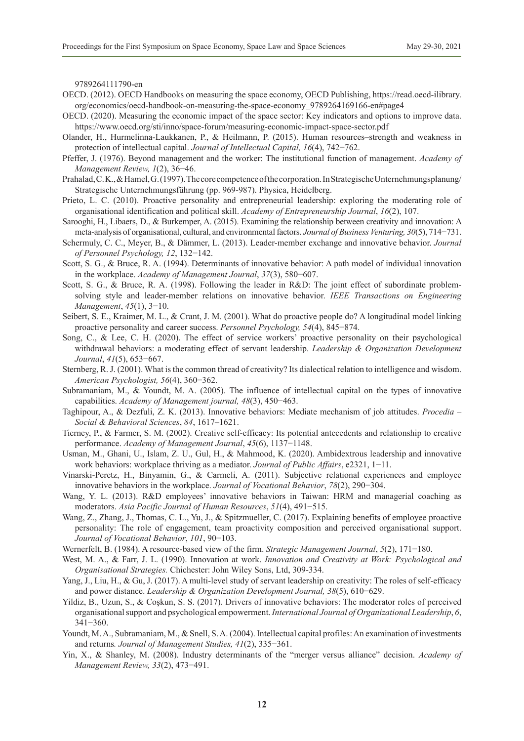9789264111790-en

OECD. (2012). OECD Handbooks on measuring the space economy, OECD Publishing, https://read.oecd-ilibrary.org/economics/oecd-handbook-on-measuring-the-space-economy_9789264169166-en#page4

OECD. (2020). Measuring the economic impact of the space sector: Key indicators and options to improve data. https://www.oecd.org/sti/inno/space-forum/measuring-economic-impact-space-sector.pdf

Olander, H., Hurmelinna-Laukkanen, P., & Heilmann, P. (2015). Human resources–strength and weakness in protection of intellectual capital. *Journal of Intellectual Capital, 16*(4), 742−762.

Pfeffer, J. (1976). Beyond management and the worker: The institutional function of management. *Academy of Management Review, 1*(2), 36−46.

Prahalad, C. K., & Hamel, G. (1997). The core competence of the corporation. In Strategische Unternehmungsplanung/Strategische Unternehmungsführung (pp. 969-987). Physica, Heidelberg.

Prieto, L. C. (2010). Proactive personality and entrepreneurial leadership: exploring the moderating role of organisational identification and political skill. *Academy of Entrepreneurship Journal*, *16*(2), 107.

Sarooghi, H., Libaers, D., & Burkemper, A. (2015). Examining the relationship between creativity and innovation: A meta-analysis of organisational, cultural, and environmental factors. *Journal of Business Venturing, 30*(5), 714−731.

Schermuly, C. C., Meyer, B., & Dämmer, L. (2013). Leader-member exchange and innovative behavior. *Journal of Personnel Psychology, 12*, 132−142.

Scott, S. G., & Bruce, R. A. (1994). Determinants of innovative behavior: A path model of individual innovation in the workplace. *Academy of Management Journal*, *37*(3), 580−607.

Scott, S. G., & Bruce, R. A. (1998). Following the leader in R&D: The joint effect of subordinate problem-solving style and leader-member relations on innovative behavior. *IEEE Transactions on Engineering Management*, *45*(1), 3−10.

Seibert, S. E., Kraimer, M. L., & Crant, J. M. (2001). What do proactive people do? A longitudinal model linking proactive personality and career success. *Personnel Psychology, 54*(4), 845−874.

Song, C., & Lee, C. H. (2020). The effect of service workers' proactive personality on their psychological withdrawal behaviors: a moderating effect of servant leadership*. Leadership & Organization Development Journal*, *41*(5), 653−667.

Sternberg, R. J. (2001). What is the common thread of creativity? Its dialectical relation to intelligence and wisdom. *American Psychologist, 56*(4), 360−362.

Subramaniam, M., & Youndt, M. A. (2005). The influence of intellectual capital on the types of innovative capabilities. *Academy of Management journal, 48*(3), 450−463.

Taghipour, A., & Dezfuli, Z. K. (2013). Innovative behaviors: Mediate mechanism of job attitudes. *Procedia – Social & Behavioral Sciences*, *84*, 1617–1621.

Tierney, P., & Farmer, S. M. (2002). Creative self-efficacy: Its potential antecedents and relationship to creative performance. *Academy of Management Journal*, *45*(6), 1137−1148.

Usman, M., Ghani, U., Islam, Z. U., Gul, H., & Mahmood, K. (2020). Ambidextrous leadership and innovative work behaviors: workplace thriving as a mediator. *Journal of Public Affairs*, e2321, 1−11.

Vinarski-Peretz, H., Binyamin, G., & Carmeli, A. (2011). Subjective relational experiences and employee innovative behaviors in the workplace. *Journal of Vocational Behavior*, *78*(2), 290−304.

Wang, Y. L. (2013). R&D employees' innovative behaviors in Taiwan: HRM and managerial coaching as moderators. *Asia Pacific Journal of Human Resources*, *51*(4), 491−515.

Wang, Z., Zhang, J., Thomas, C. L., Yu, J., & Spitzmueller, C. (2017). Explaining benefits of employee proactive personality: The role of engagement, team proactivity composition and perceived organisational support. *Journal of Vocational Behavior*, *101*, 90−103.

Wernerfelt, B. (1984). A resource-based view of the firm. *Strategic Management Journal*, *5*(2), 171−180.

West, M. A., & Farr, J. L. (1990). Innovation at work. *Innovation and Creativity at Work: Psychological and Organisational Strategies.* Chichester: John Wiley Sons, Ltd, 309-334.

Yang, J., Liu, H., & Gu, J. (2017). A multi-level study of servant leadership on creativity: The roles of self-efficacy and power distance. *Leadership & Organization Development Journal, 38*(5), 610−629.

Yildiz, B., Uzun, S., & Coşkun, S. S. (2017). Drivers of innovative behaviors: The moderator roles of perceived organisational support and psychological empowerment. *International Journal of Organizational Leadership*, *6*, 341−360.

Youndt, M. A., Subramaniam, M., & Snell, S. A. (2004). Intellectual capital profiles: An examination of investments and returns*. Journal of Management Studies, 41*(2), 335−361.

Yin, X., & Shanley, M. (2008). Industry determinants of the "merger versus alliance" decision. *Academy of Management Review, 33*(2), 473−491.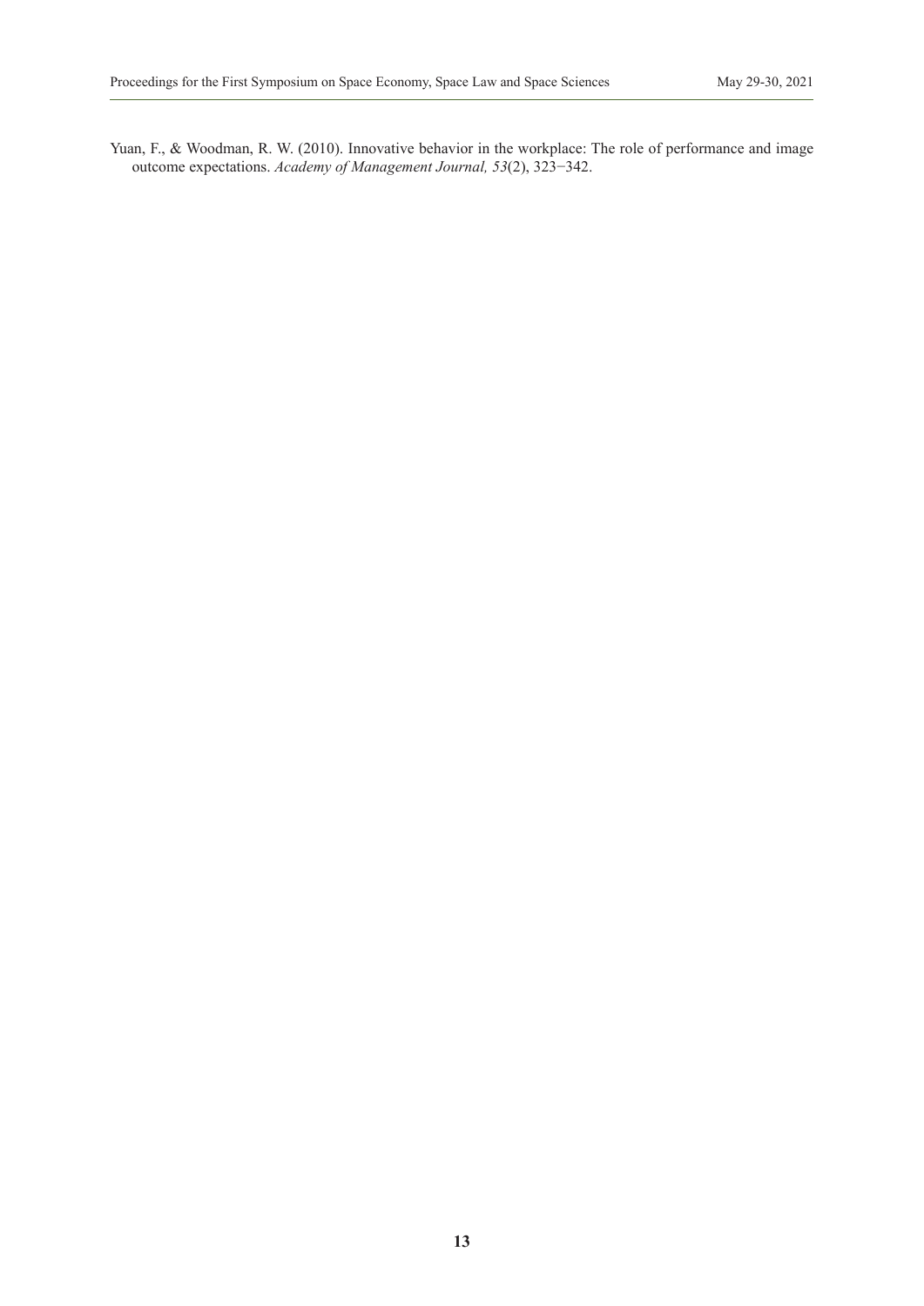Yuan, F., & Woodman, R. W. (2010). Innovative behavior in the workplace: The role of performance and image outcome expectations. *Academy of Management Journal, 53*(2), 323−342.